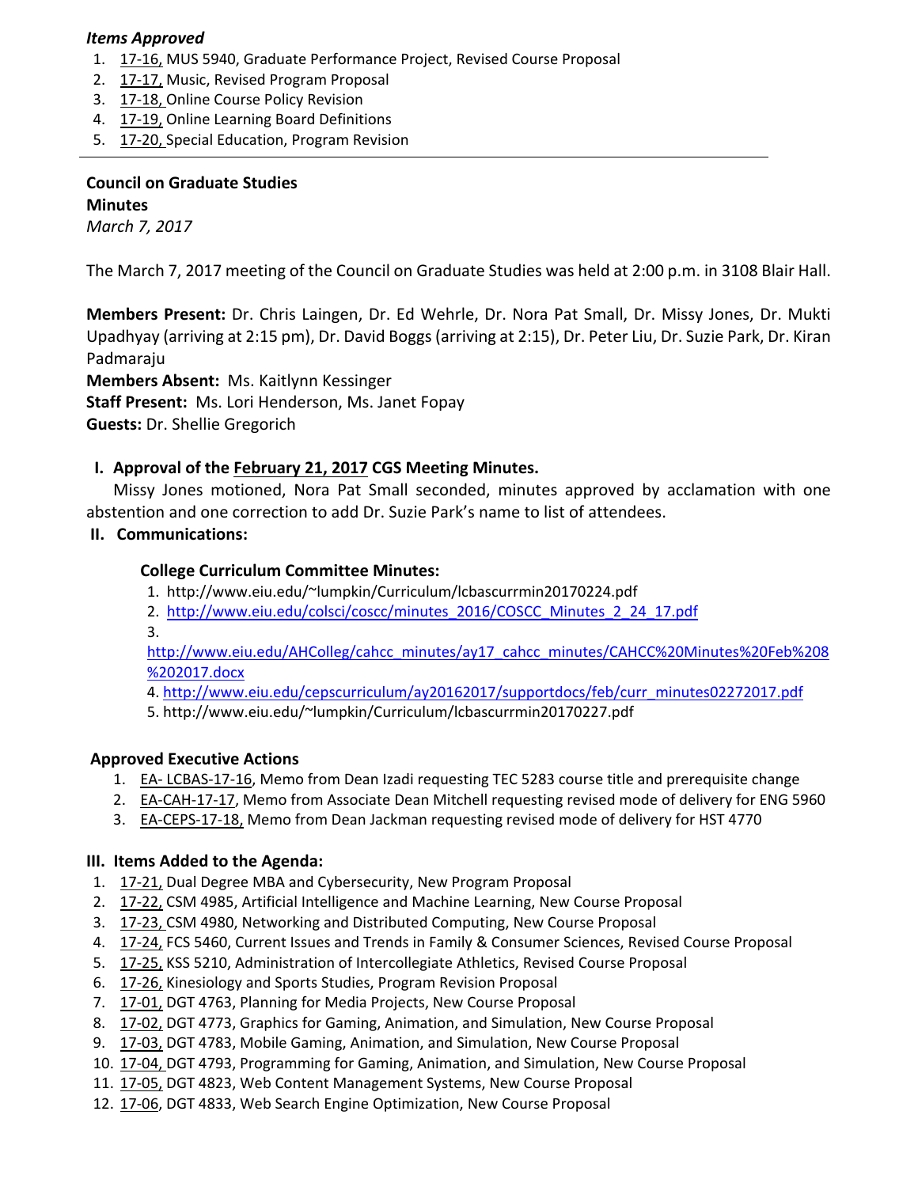***Items Approved***

1. 17-16, MUS 5940, Graduate Performance Project, Revised Course Proposal
2. 17-17, Music, Revised Program Proposal
3. 17-18, Online Course Policy Revision
4. 17-19, Online Learning Board Definitions
5. 17-20, Special Education, Program Revision

---

**Council on Graduate Studies**

**Minutes**

*March 7, 2017*

The March 7, 2017 meeting of the Council on Graduate Studies was held at 2:00 p.m. in 3108 Blair Hall.

**Members Present:** Dr. Chris Laingen, Dr. Ed Wehrle, Dr. Nora Pat Small, Dr. Missy Jones, Dr. Mukti Upadhyay (arriving at 2:15 pm), Dr. David Boggs (arriving at 2:15), Dr. Peter Liu, Dr. Suzie Park, Dr. Kiran Padmaraju

**Members Absent:** Ms. Kaitlynn Kessinger

**Staff Present:** Ms. Lori Henderson, Ms. Janet Fopay

**Guests:** Dr. Shellie Gregorich

## I. Approval of the February 21, 2017 CGS Meeting Minutes.

Missy Jones motioned, Nora Pat Small seconded, minutes approved by acclamation with one abstention and one correction to add Dr. Suzie Park's name to list of attendees.

## II. Communications:

**College Curriculum Committee Minutes:**

1. http://www.eiu.edu/~lumpkin/Curriculum/lcbascurrmin20170224.pdf
2. http://www.eiu.edu/colsci/coscc/minutes_2016/COSCC_Minutes_2_24_17.pdf
3. http://www.eiu.edu/AHColleg/cahcc_minutes/ay17_cahcc_minutes/CAHCC%20Minutes%20Feb%208%202017.docx
4. http://www.eiu.edu/cepscurriculum/ay20162017/supportdocs/feb/curr_minutes02272017.pdf
5. http://www.eiu.edu/~lumpkin/Curriculum/lcbascurrmin20170227.pdf

**Approved Executive Actions**

1. EA- LCBAS-17-16, Memo from Dean Izadi requesting TEC 5283 course title and prerequisite change
2. EA-CAH-17-17, Memo from Associate Dean Mitchell requesting revised mode of delivery for ENG 5960
3. EA-CEPS-17-18, Memo from Dean Jackman requesting revised mode of delivery for HST 4770

## III. Items Added to the Agenda:

1. 17-21, Dual Degree MBA and Cybersecurity, New Program Proposal
2. 17-22, CSM 4985, Artificial Intelligence and Machine Learning, New Course Proposal
3. 17-23, CSM 4980, Networking and Distributed Computing, New Course Proposal
4. 17-24, FCS 5460, Current Issues and Trends in Family & Consumer Sciences, Revised Course Proposal
5. 17-25, KSS 5210, Administration of Intercollegiate Athletics, Revised Course Proposal
6. 17-26, Kinesiology and Sports Studies, Program Revision Proposal
7. 17-01, DGT 4763, Planning for Media Projects, New Course Proposal
8. 17-02, DGT 4773, Graphics for Gaming, Animation, and Simulation, New Course Proposal
9. 17-03, DGT 4783, Mobile Gaming, Animation, and Simulation, New Course Proposal
10. 17-04, DGT 4793, Programming for Gaming, Animation, and Simulation, New Course Proposal
11. 17-05, DGT 4823, Web Content Management Systems, New Course Proposal
12. 17-06, DGT 4833, Web Search Engine Optimization, New Course Proposal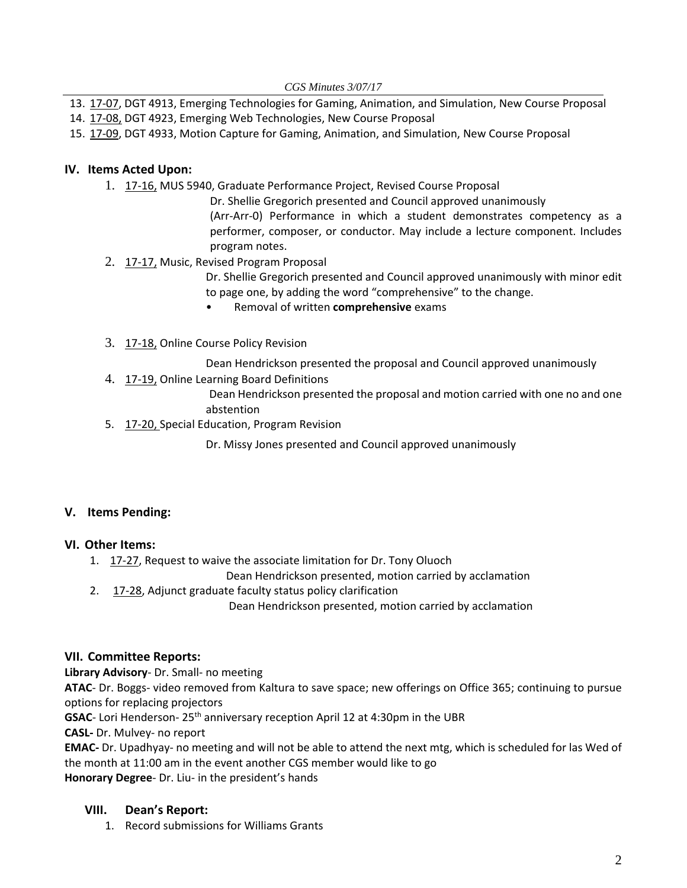13. 17-07, DGT 4913, Emerging Technologies for Gaming, Animation, and Simulation, New Course Proposal
14. 17-08, DGT 4923, Emerging Web Technologies, New Course Proposal
15. 17-09, DGT 4933, Motion Capture for Gaming, Animation, and Simulation, New Course Proposal

## IV. Items Acted Upon:

1. 17-16, MUS 5940, Graduate Performance Project, Revised Course Proposal

   Dr. Shellie Gregorich presented and Council approved unanimously

   (Arr-Arr-0) Performance in which a student demonstrates competency as a performer, composer, or conductor. May include a lecture component. Includes program notes.

2. 17-17, Music, Revised Program Proposal

   Dr. Shellie Gregorich presented and Council approved unanimously with minor edit to page one, by adding the word "comprehensive" to the change.

   - Removal of written **comprehensive** exams

3. 17-18, Online Course Policy Revision

   Dean Hendrickson presented the proposal and Council approved unanimously

4. 17-19, Online Learning Board Definitions

   Dean Hendrickson presented the proposal and motion carried with one no and one abstention

5. 17-20, Special Education, Program Revision

   Dr. Missy Jones presented and Council approved unanimously

## V. Items Pending:

## VI. Other Items:

1. 17-27, Request to waive the associate limitation for Dr. Tony Oluoch

   Dean Hendrickson presented, motion carried by acclamation

2. 17-28, Adjunct graduate faculty status policy clarification

   Dean Hendrickson presented, motion carried by acclamation

## VII. Committee Reports:

**Library Advisory**- Dr. Small- no meeting

**ATAC**- Dr. Boggs- video removed from Kaltura to save space; new offerings on Office 365; continuing to pursue options for replacing projectors

**GSAC**- Lori Henderson- 25th anniversary reception April 12 at 4:30pm in the UBR

**CASL-** Dr. Mulvey- no report

**EMAC-** Dr. Upadhyay- no meeting and will not be able to attend the next mtg, which is scheduled for las Wed of the month at 11:00 am in the event another CGS member would like to go

**Honorary Degree**- Dr. Liu- in the president's hands

## VIII. Dean's Report:

1. Record submissions for Williams Grants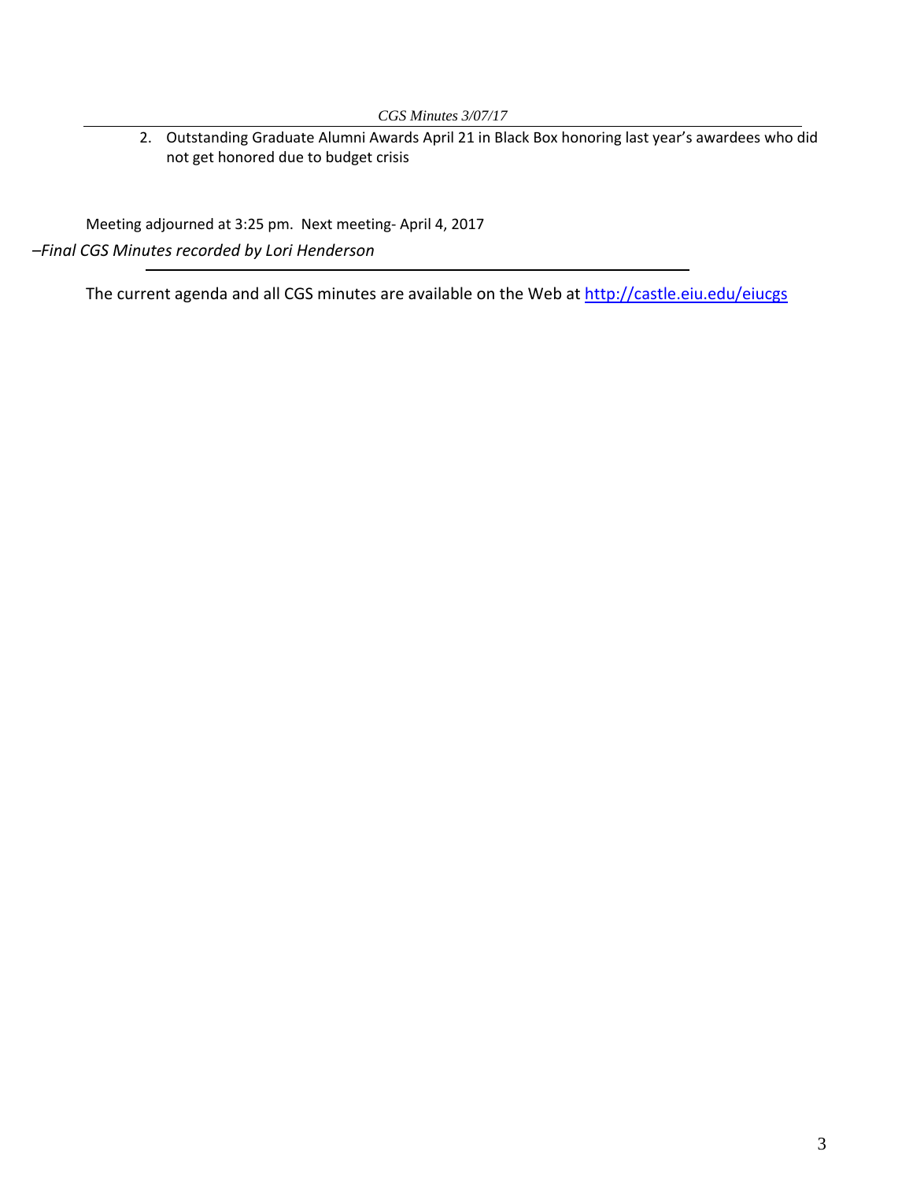2. Outstanding Graduate Alumni Awards April 21 in Black Box honoring last year's awardees who did not get honored due to budget crisis

Meeting adjourned at 3:25 pm.  Next meeting- April 4, 2017

*–Final CGS Minutes recorded by Lori Henderson*

---

The current agenda and all CGS minutes are available on the Web at [http://castle.eiu.edu/eiucgs](http://castle.eiu.edu/eiucgs)